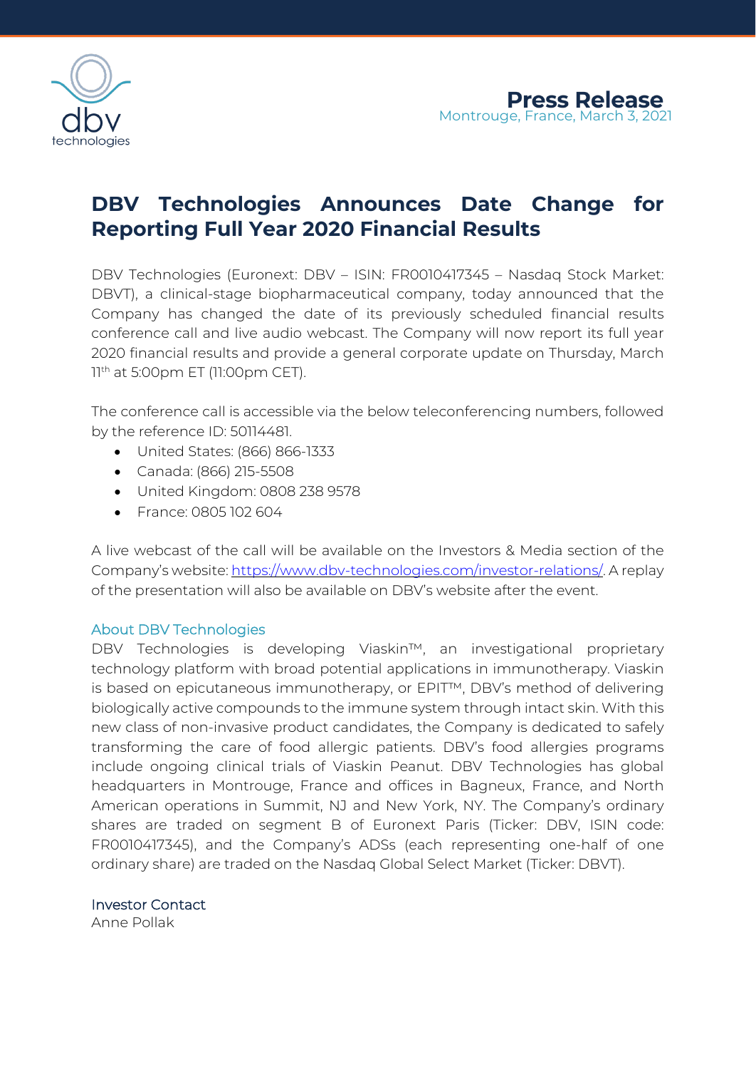**Press Release**
Montrouge, France, March 3, 2021

# DBV Technologies Announces Date Change for Reporting Full Year 2020 Financial Results

DBV Technologies (Euronext: DBV – ISIN: FR0010417345 – Nasdaq Stock Market: DBVT), a clinical-stage biopharmaceutical company, today announced that the Company has changed the date of its previously scheduled financial results conference call and live audio webcast. The Company will now report its full year 2020 financial results and provide a general corporate update on Thursday, March 11th at 5:00pm ET (11:00pm CET).

The conference call is accessible via the below teleconferencing numbers, followed by the reference ID: 50114481.

- United States: (866) 866-1333
- Canada: (866) 215-5508
- United Kingdom: 0808 238 9578
- France: 0805 102 604

A live webcast of the call will be available on the Investors & Media section of the Company's website: https://www.dbv-technologies.com/investor-relations/. A replay of the presentation will also be available on DBV's website after the event.

## About DBV Technologies

DBV Technologies is developing Viaskin™, an investigational proprietary technology platform with broad potential applications in immunotherapy. Viaskin is based on epicutaneous immunotherapy, or EPIT™, DBV's method of delivering biologically active compounds to the immune system through intact skin. With this new class of non-invasive product candidates, the Company is dedicated to safely transforming the care of food allergic patients. DBV's food allergies programs include ongoing clinical trials of Viaskin Peanut. DBV Technologies has global headquarters in Montrouge, France and offices in Bagneux, France, and North American operations in Summit, NJ and New York, NY. The Company's ordinary shares are traded on segment B of Euronext Paris (Ticker: DBV, ISIN code: FR0010417345), and the Company's ADSs (each representing one-half of one ordinary share) are traded on the Nasdaq Global Select Market (Ticker: DBVT).

## Investor Contact

Anne Pollak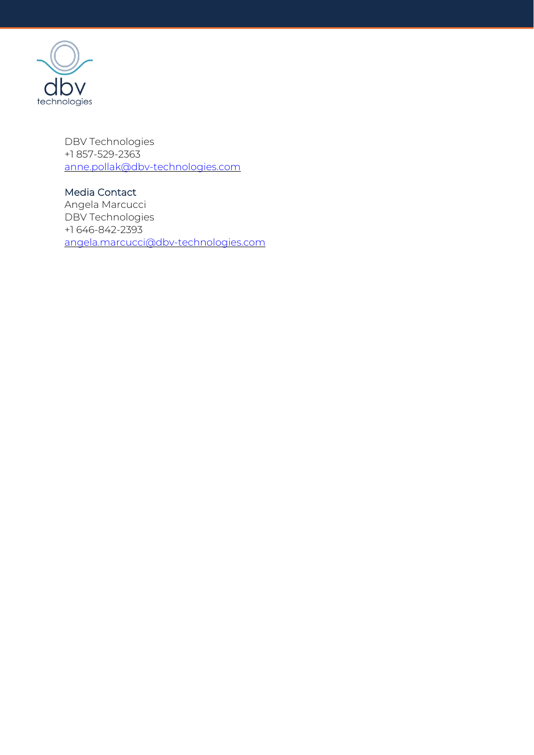DBV Technologies
+1 857-529-2363
anne.pollak@dbv-technologies.com

Media Contact
Angela Marcucci
DBV Technologies
+1 646-842-2393
angela.marcucci@dbv-technologies.com